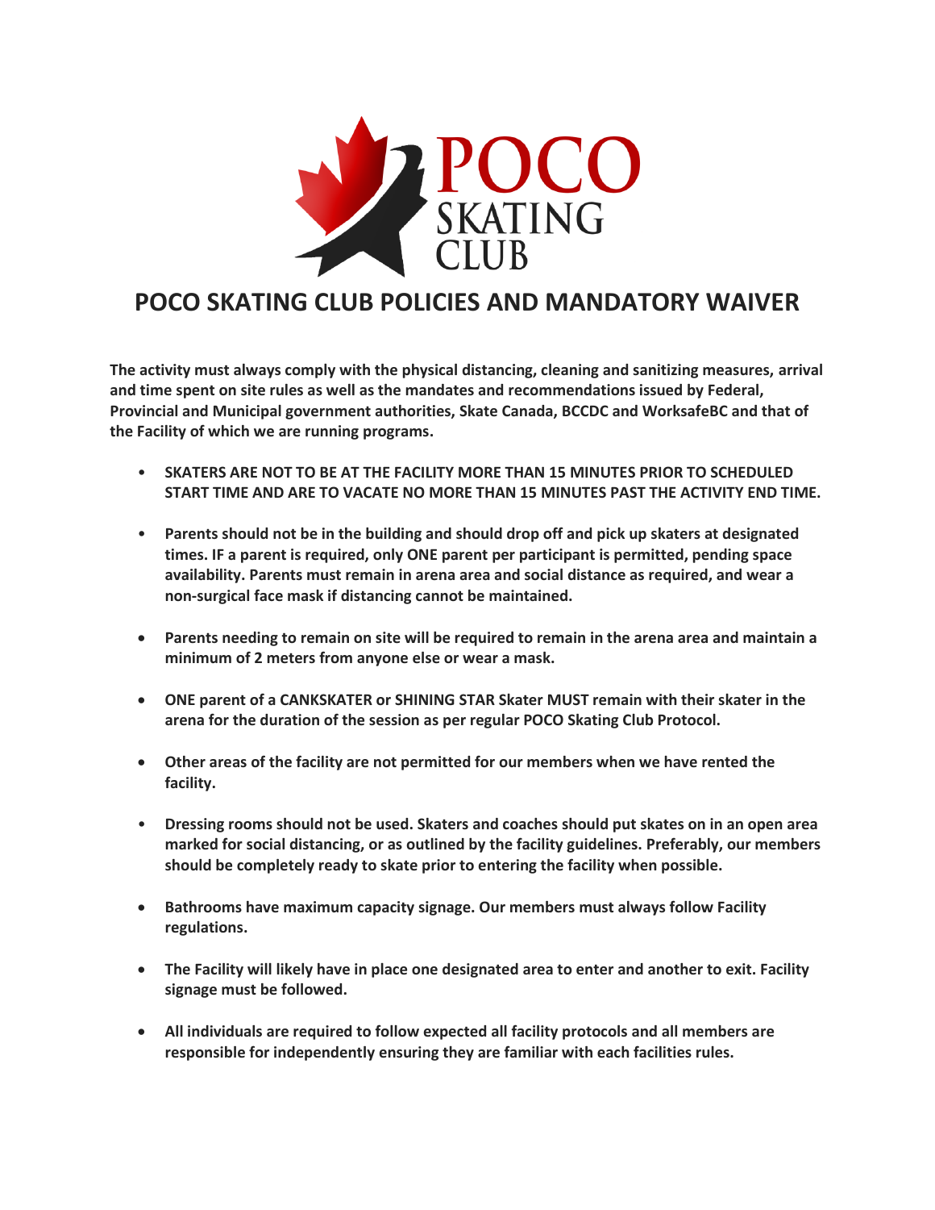# POCO SKATING CLUB POLICIES AND MANDATORY WAIVER

**The activity must always comply with the physical distancing, cleaning and sanitizing measures, arrival and time spent on site rules as well as the mandates and recommendations issued by Federal, Provincial and Municipal government authorities, Skate Canada, BCCDC and WorksafeBC and that of the Facility of which we are running programs.**

- **SKATERS ARE NOT TO BE AT THE FACILITY MORE THAN 15 MINUTES PRIOR TO SCHEDULED START TIME AND ARE TO VACATE NO MORE THAN 15 MINUTES PAST THE ACTIVITY END TIME.**
- **Parents should not be in the building and should drop off and pick up skaters at designated times. IF a parent is required, only ONE parent per participant is permitted, pending space availability. Parents must remain in arena area and social distance as required, and wear a non-surgical face mask if distancing cannot be maintained.**
- **Parents needing to remain on site will be required to remain in the arena area and maintain a minimum of 2 meters from anyone else or wear a mask.**
- **ONE parent of a CANKSKATER or SHINING STAR Skater MUST remain with their skater in the arena for the duration of the session as per regular POCO Skating Club Protocol.**
- **Other areas of the facility are not permitted for our members when we have rented the facility.**
- **Dressing rooms should not be used. Skaters and coaches should put skates on in an open area marked for social distancing, or as outlined by the facility guidelines. Preferably, our members should be completely ready to skate prior to entering the facility when possible.**
- **Bathrooms have maximum capacity signage. Our members must always follow Facility regulations.**
- **The Facility will likely have in place one designated area to enter and another to exit. Facility signage must be followed.**
- **All individuals are required to follow expected all facility protocols and all members are responsible for independently ensuring they are familiar with each facilities rules.**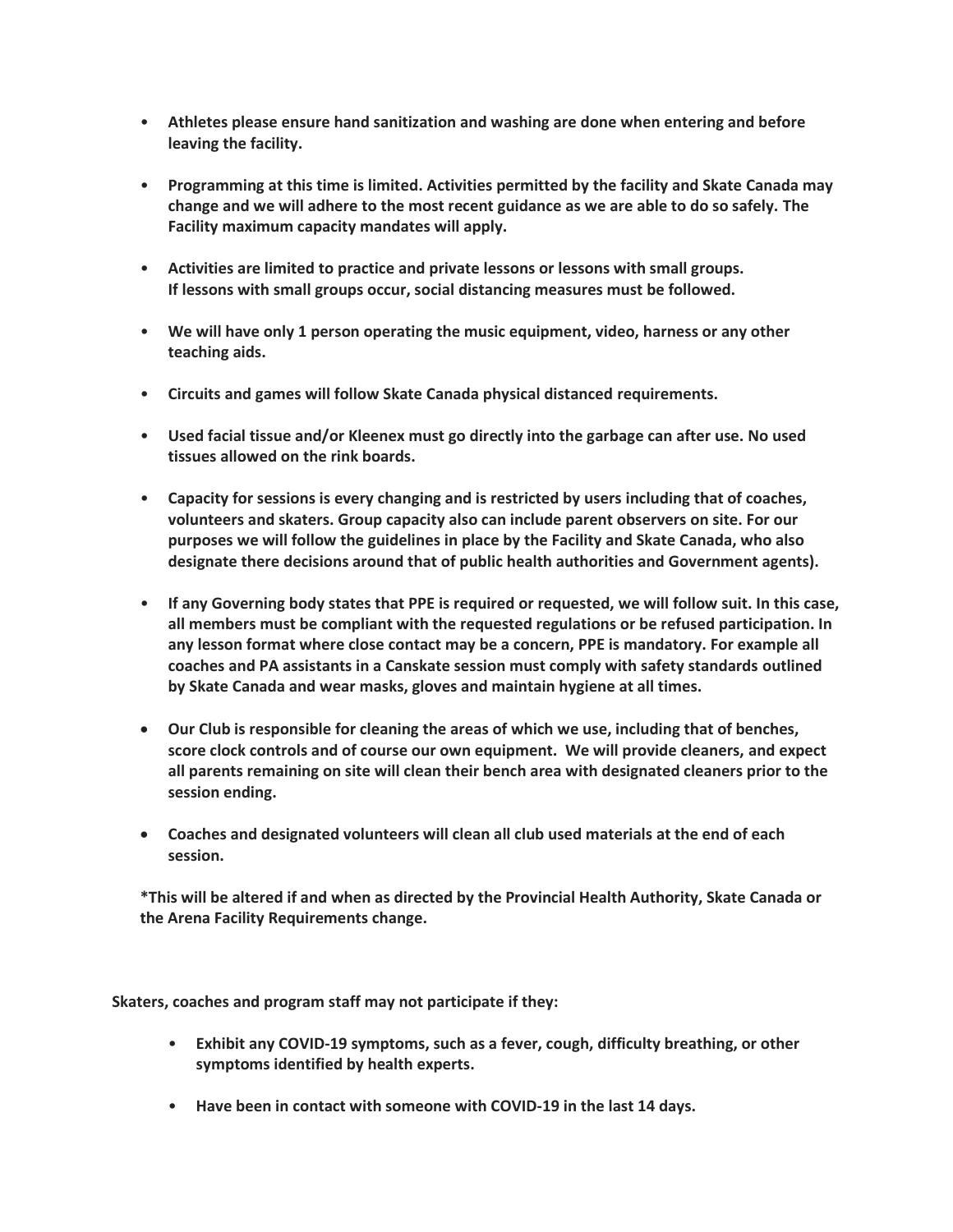- **Athletes please ensure hand sanitization and washing are done when entering and before leaving the facility.**

- **Programming at this time is limited. Activities permitted by the facility and Skate Canada may change and we will adhere to the most recent guidance as we are able to do so safely. The Facility maximum capacity mandates will apply.**

- **Activities are limited to practice and private lessons or lessons with small groups. If lessons with small groups occur, social distancing measures must be followed.**

- **We will have only 1 person operating the music equipment, video, harness or any other teaching aids.**

- **Circuits and games will follow Skate Canada physical distanced requirements.**

- **Used facial tissue and/or Kleenex must go directly into the garbage can after use. No used tissues allowed on the rink boards.**

- **Capacity for sessions is every changing and is restricted by users including that of coaches, volunteers and skaters. Group capacity also can include parent observers on site. For our purposes we will follow the guidelines in place by the Facility and Skate Canada, who also designate there decisions around that of public health authorities and Government agents).**

- **If any Governing body states that PPE is required or requested, we will follow suit. In this case, all members must be compliant with the requested regulations or be refused participation. In any lesson format where close contact may be a concern, PPE is mandatory. For example all coaches and PA assistants in a Canskate session must comply with safety standards outlined by Skate Canada and wear masks, gloves and maintain hygiene at all times.**

- **Our Club is responsible for cleaning the areas of which we use, including that of benches, score clock controls and of course our own equipment. We will provide cleaners, and expect all parents remaining on site will clean their bench area with designated cleaners prior to the session ending.**

- **Coaches and designated volunteers will clean all club used materials at the end of each session.**

**\*This will be altered if and when as directed by the Provincial Health Authority, Skate Canada or the Arena Facility Requirements change.**

**Skaters, coaches and program staff may not participate if they:**

- **Exhibit any COVID-19 symptoms, such as a fever, cough, difficulty breathing, or other symptoms identified by health experts.**

- **Have been in contact with someone with COVID-19 in the last 14 days.**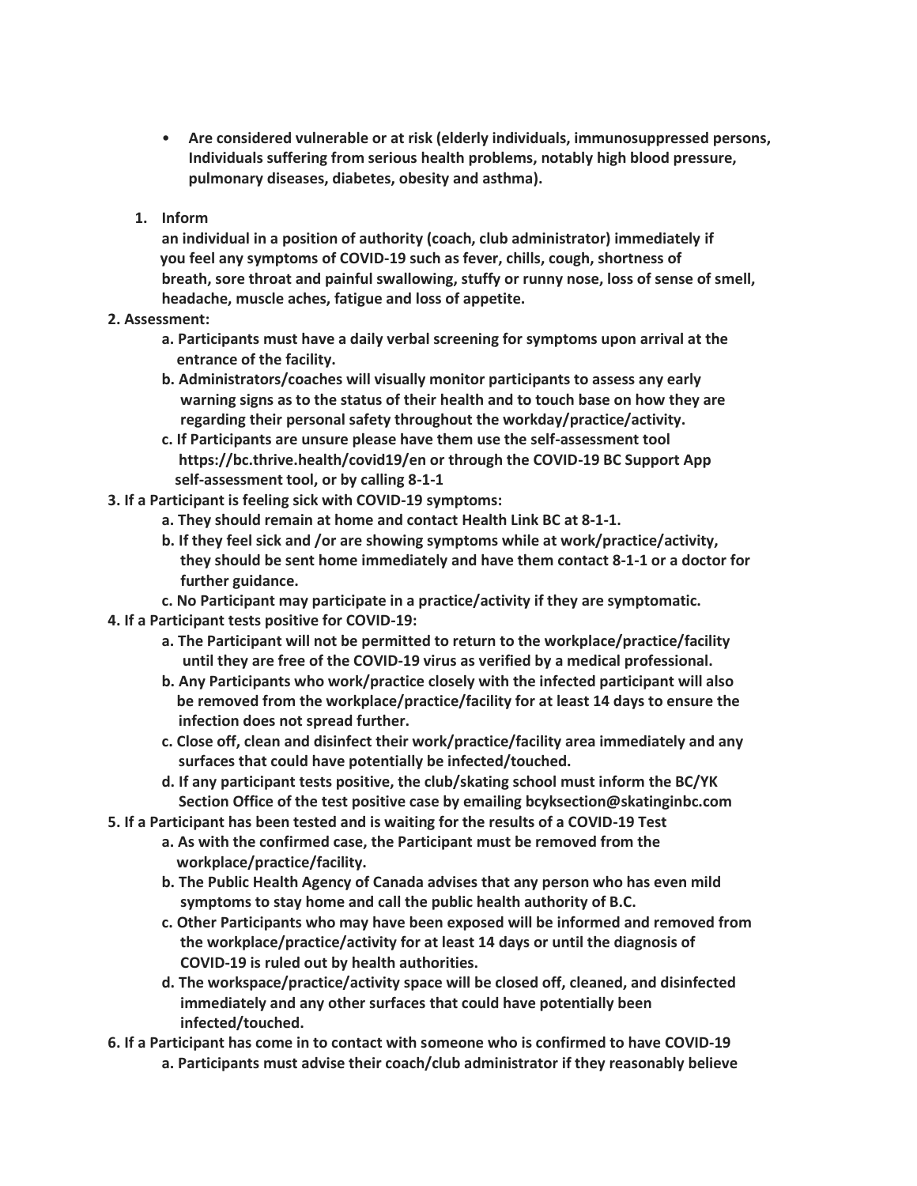- **Are considered vulnerable or at risk (elderly individuals, immunosuppressed persons, Individuals suffering from serious health problems, notably high blood pressure, pulmonary diseases, diabetes, obesity and asthma).**

1. **Inform**
   **an individual in a position of authority (coach, club administrator) immediately if you feel any symptoms of COVID-19 such as fever, chills, cough, shortness of breath, sore throat and painful swallowing, stuffy or runny nose, loss of sense of smell, headache, muscle aches, fatigue and loss of appetite.**

**2. Assessment:**

- **a. Participants must have a daily verbal screening for symptoms upon arrival at the entrance of the facility.**
- **b. Administrators/coaches will visually monitor participants to assess any early warning signs as to the status of their health and to touch base on how they are regarding their personal safety throughout the workday/practice/activity.**
- **c. If Participants are unsure please have them use the self-assessment tool https://bc.thrive.health/covid19/en or through the COVID-19 BC Support App self-assessment tool, or by calling 8-1-1**

**3. If a Participant is feeling sick with COVID-19 symptoms:**

- **a. They should remain at home and contact Health Link BC at 8-1-1.**
- **b. If they feel sick and /or are showing symptoms while at work/practice/activity, they should be sent home immediately and have them contact 8-1-1 or a doctor for further guidance.**
- **c. No Participant may participate in a practice/activity if they are symptomatic.**

**4. If a Participant tests positive for COVID-19:**

- **a. The Participant will not be permitted to return to the workplace/practice/facility until they are free of the COVID-19 virus as verified by a medical professional.**
- **b. Any Participants who work/practice closely with the infected participant will also be removed from the workplace/practice/facility for at least 14 days to ensure the infection does not spread further.**
- **c. Close off, clean and disinfect their work/practice/facility area immediately and any surfaces that could have potentially be infected/touched.**
- **d. If any participant tests positive, the club/skating school must inform the BC/YK Section Office of the test positive case by emailing bcyksection@skatinginbc.com**

**5. If a Participant has been tested and is waiting for the results of a COVID-19 Test**

- **a. As with the confirmed case, the Participant must be removed from the workplace/practice/facility.**
- **b. The Public Health Agency of Canada advises that any person who has even mild symptoms to stay home and call the public health authority of B.C.**
- **c. Other Participants who may have been exposed will be informed and removed from the workplace/practice/activity for at least 14 days or until the diagnosis of COVID-19 is ruled out by health authorities.**
- **d. The workspace/practice/activity space will be closed off, cleaned, and disinfected immediately and any other surfaces that could have potentially been infected/touched.**

**6. If a Participant has come in to contact with someone who is confirmed to have COVID-19**

- **a. Participants must advise their coach/club administrator if they reasonably believe**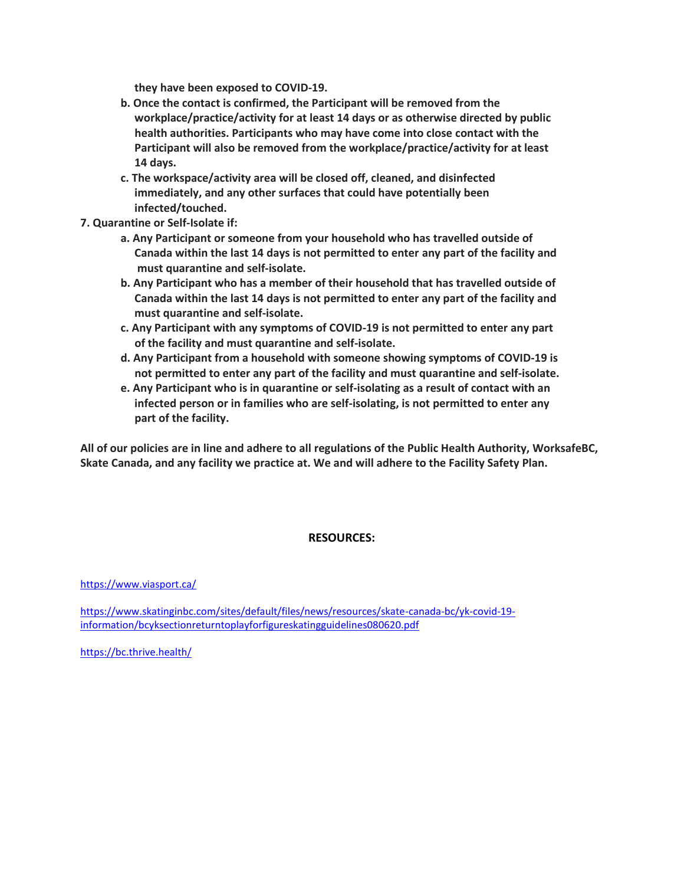**they have been exposed to COVID-19.**

**b. Once the contact is confirmed, the Participant will be removed from the workplace/practice/activity for at least 14 days or as otherwise directed by public health authorities. Participants who may have come into close contact with the Participant will also be removed from the workplace/practice/activity for at least 14 days.**

**c. The workspace/activity area will be closed off, cleaned, and disinfected immediately, and any other surfaces that could have potentially been infected/touched.**

**7. Quarantine or Self-Isolate if:**

**a. Any Participant or someone from your household who has travelled outside of Canada within the last 14 days is not permitted to enter any part of the facility and must quarantine and self-isolate.**

**b. Any Participant who has a member of their household that has travelled outside of Canada within the last 14 days is not permitted to enter any part of the facility and must quarantine and self-isolate.**

**c. Any Participant with any symptoms of COVID-19 is not permitted to enter any part of the facility and must quarantine and self-isolate.**

**d. Any Participant from a household with someone showing symptoms of COVID-19 is not permitted to enter any part of the facility and must quarantine and self-isolate.**

**e. Any Participant who is in quarantine or self-isolating as a result of contact with an infected person or in families who are self-isolating, is not permitted to enter any part of the facility.**

**All of our policies are in line and adhere to all regulations of the Public Health Authority, WorksafeBC, Skate Canada, and any facility we practice at. We and will adhere to the Facility Safety Plan.**

## RESOURCES:

https://www.viasport.ca/

https://www.skatinginbc.com/sites/default/files/news/resources/skate-canada-bc/yk-covid-19-information/bcyksectionreturntoplayforfigureskatingguidelines080620.pdf

https://bc.thrive.health/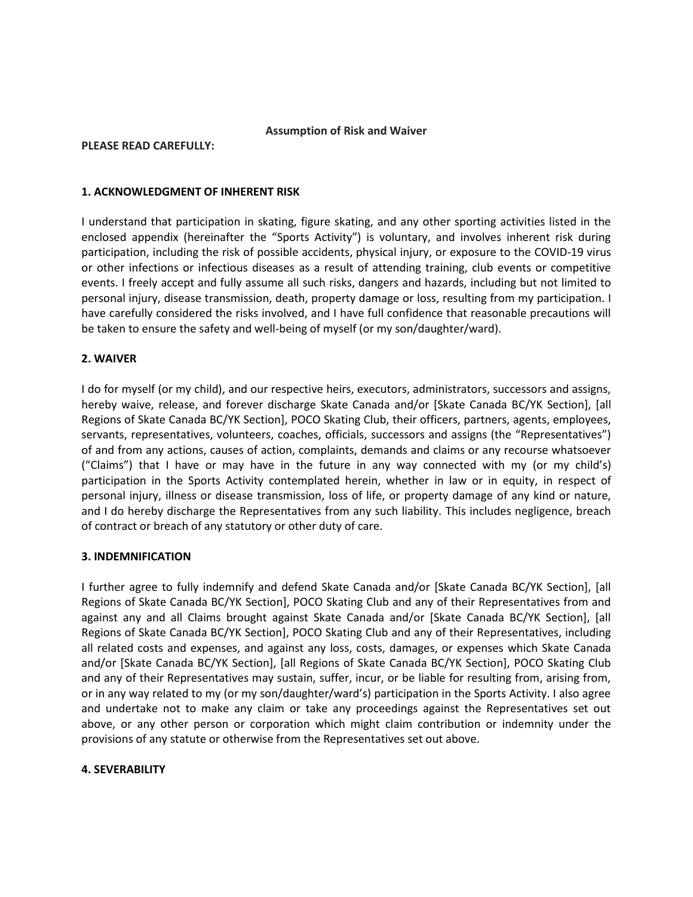**Assumption of Risk and Waiver**

**PLEASE READ CAREFULLY:**

**1. ACKNOWLEDGMENT OF INHERENT RISK**

I understand that participation in skating, figure skating, and any other sporting activities listed in the enclosed appendix (hereinafter the "Sports Activity") is voluntary, and involves inherent risk during participation, including the risk of possible accidents, physical injury, or exposure to the COVID-19 virus or other infections or infectious diseases as a result of attending training, club events or competitive events. I freely accept and fully assume all such risks, dangers and hazards, including but not limited to personal injury, disease transmission, death, property damage or loss, resulting from my participation. I have carefully considered the risks involved, and I have full confidence that reasonable precautions will be taken to ensure the safety and well-being of myself (or my son/daughter/ward).

**2. WAIVER**

I do for myself (or my child), and our respective heirs, executors, administrators, successors and assigns, hereby waive, release, and forever discharge Skate Canada and/or [Skate Canada BC/YK Section], [all Regions of Skate Canada BC/YK Section], POCO Skating Club, their officers, partners, agents, employees, servants, representatives, volunteers, coaches, officials, successors and assigns (the "Representatives") of and from any actions, causes of action, complaints, demands and claims or any recourse whatsoever ("Claims") that I have or may have in the future in any way connected with my (or my child's) participation in the Sports Activity contemplated herein, whether in law or in equity, in respect of personal injury, illness or disease transmission, loss of life, or property damage of any kind or nature, and I do hereby discharge the Representatives from any such liability. This includes negligence, breach of contract or breach of any statutory or other duty of care.

**3. INDEMNIFICATION**

I further agree to fully indemnify and defend Skate Canada and/or [Skate Canada BC/YK Section], [all Regions of Skate Canada BC/YK Section], POCO Skating Club and any of their Representatives from and against any and all Claims brought against Skate Canada and/or [Skate Canada BC/YK Section], [all Regions of Skate Canada BC/YK Section], POCO Skating Club and any of their Representatives, including all related costs and expenses, and against any loss, costs, damages, or expenses which Skate Canada and/or [Skate Canada BC/YK Section], [all Regions of Skate Canada BC/YK Section], POCO Skating Club and any of their Representatives may sustain, suffer, incur, or be liable for resulting from, arising from, or in any way related to my (or my son/daughter/ward's) participation in the Sports Activity. I also agree and undertake not to make any claim or take any proceedings against the Representatives set out above, or any other person or corporation which might claim contribution or indemnity under the provisions of any statute or otherwise from the Representatives set out above.

**4. SEVERABILITY**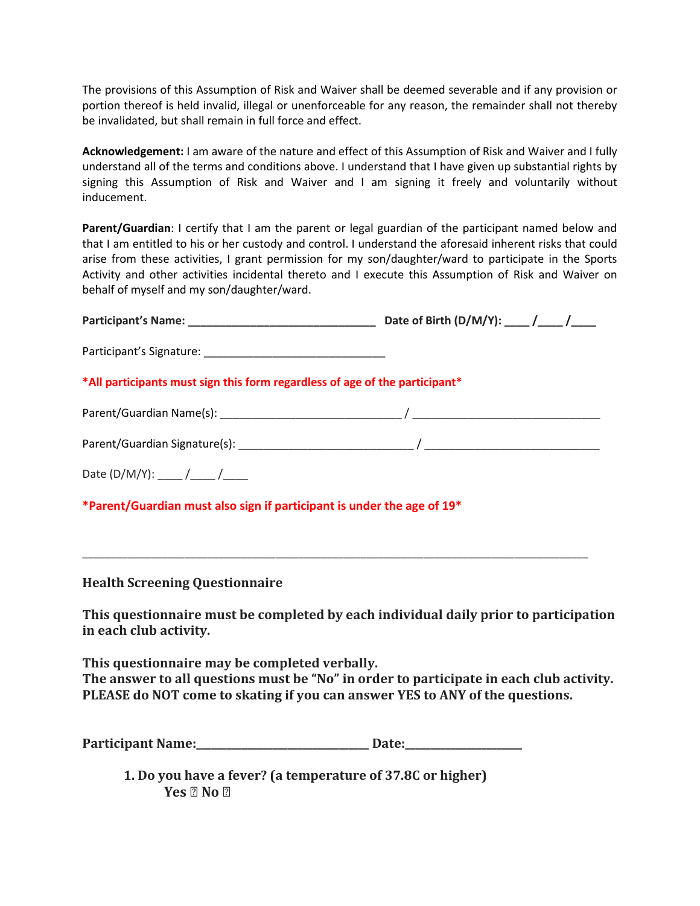The provisions of this Assumption of Risk and Waiver shall be deemed severable and if any provision or portion thereof is held invalid, illegal or unenforceable for any reason, the remainder shall not thereby be invalidated, but shall remain in full force and effect.

**Acknowledgement:** I am aware of the nature and effect of this Assumption of Risk and Waiver and I fully understand all of the terms and conditions above. I understand that I have given up substantial rights by signing this Assumption of Risk and Waiver and I am signing it freely and voluntarily without inducement.

**Parent/Guardian**: I certify that I am the parent or legal guardian of the participant named below and that I am entitled to his or her custody and control. I understand the aforesaid inherent risks that could arise from these activities, I grant permission for my son/daughter/ward to participate in the Sports Activity and other activities incidental thereto and I execute this Assumption of Risk and Waiver on behalf of myself and my son/daughter/ward.

**Participant's Name: ______________________________ Date of Birth (D/M/Y): ____ /____ /____**

Participant's Signature: ______________________________

**\*All participants must sign this form regardless of age of the participant\***

Parent/Guardian Name(s): ______________________________ / ______________________________

Parent/Guardian Signature(s): ______________________________ / ______________________________

Date (D/M/Y): ____ /____ /____

**\*Parent/Guardian must also sign if participant is under the age of 19\***

---

**Health Screening Questionnaire**

**This questionnaire must be completed by each individual daily prior to participation in each club activity.**

**This questionnaire may be completed verbally.**
**The answer to all questions must be "No" in order to participate in each club activity.**
**PLEASE do NOT come to skating if you can answer YES to ANY of the questions.**

**Participant Name:______________________________ Date:____________________**

1. **Do you have a fever? (a temperature of 37.8C or higher)**
   **Yes ☐ No ☐**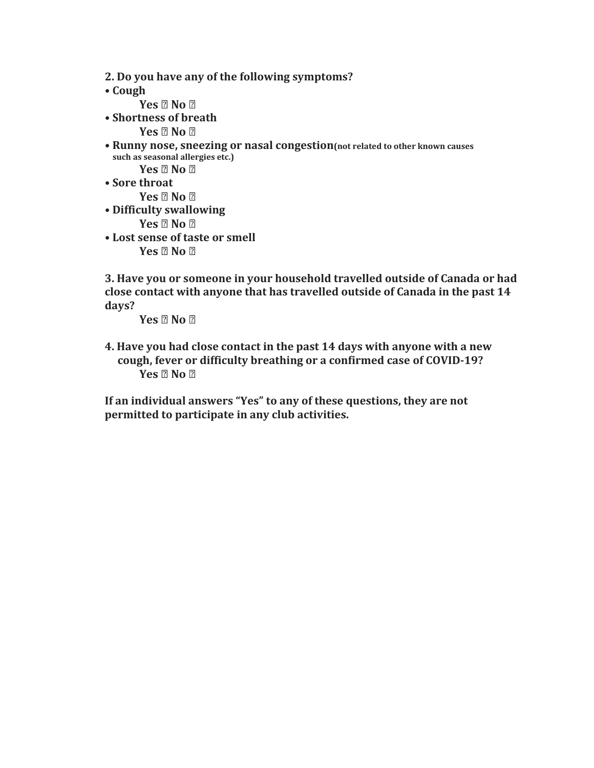**2. Do you have any of the following symptoms?**

- **Cough**

  **Yes ▯ No ▯**
- **Shortness of breath**

  **Yes ▯ No ▯**
- **Runny nose, sneezing or nasal congestion(not related to other known causes such as seasonal allergies etc.)**

  **Yes ▯ No ▯**
- **Sore throat**

  **Yes ▯ No ▯**
- **Difficulty swallowing**

  **Yes ▯ No ▯**
- **Lost sense of taste or smell**

  **Yes ▯ No ▯**

**3. Have you or someone in your household travelled outside of Canada or had close contact with anyone that has travelled outside of Canada in the past 14 days?**

**Yes ▯ No ▯**

**4. Have you had close contact in the past 14 days with anyone with a new cough, fever or difficulty breathing or a confirmed case of COVID-19?**

**Yes ▯ No ▯**

**If an individual answers "Yes" to any of these questions, they are not permitted to participate in any club activities.**